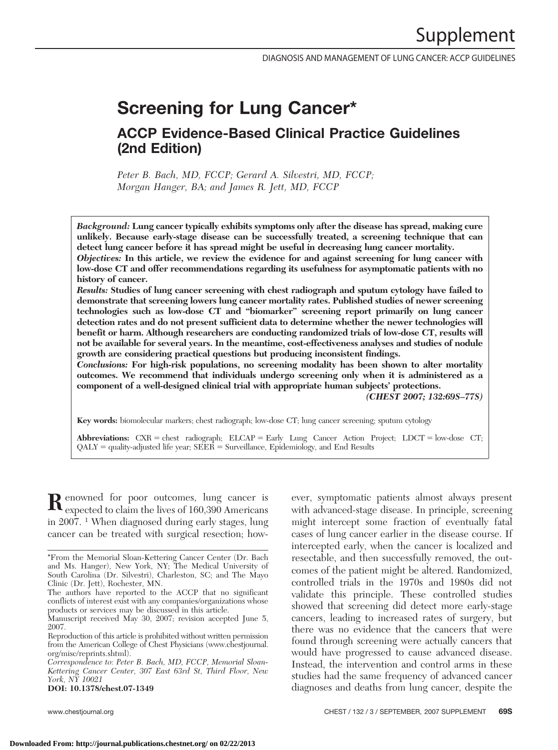# Screening for Lung Cancer*

## ACCP Evidence-Based Clinical Practice Guidelines (2nd Edition)

*Peter B. Bach, MD, FCCP; Gerard A. Silvestri, MD, FCCP; Morgan Hanger, BA; and James R. Jett, MD, FCCP*

***Background:*** **Lung cancer typically exhibits symptoms only after the disease has spread, making cure unlikely. Because early-stage disease can be successfully treated, a screening technique that can detect lung cancer before it has spread might be useful in decreasing lung cancer mortality.**

***Objectives:*** **In this article, we review the evidence for and against screening for lung cancer with low-dose CT and offer recommendations regarding its usefulness for asymptomatic patients with no history of cancer.**

***Results:*** **Studies of lung cancer screening with chest radiograph and sputum cytology have failed to demonstrate that screening lowers lung cancer mortality rates. Published studies of newer screening technologies such as low-dose CT and "biomarker" screening report primarily on lung cancer detection rates and do not present sufficient data to determine whether the newer technologies will benefit or harm. Although researchers are conducting randomized trials of low-dose CT, results will not be available for several years. In the meantime, cost-effectiveness analyses and studies of nodule growth are considering practical questions but producing inconsistent findings.**

***Conclusions:*** **For high-risk populations, no screening modality has been shown to alter mortality outcomes. We recommend that individuals undergo screening only when it is administered as a component of a well-designed clinical trial with appropriate human subjects' protections.**

***(CHEST 2007; 132:69S–77S)***

**Key words:** biomolecular markers; chest radiograph; low-dose CT; lung cancer screening; sputum cytology

**Abbreviations:** CXR = chest radiograph; ELCAP = Early Lung Cancer Action Project; LDCT = low-dose CT; QALY = quality-adjusted life year; SEER = Surveillance, Epidemiology, and End Results

Renowned for poor outcomes, lung cancer is expected to claim the lives of 160,390 Americans in 2007. [1] When diagnosed during early stages, lung cancer can be treated with surgical resection; however, symptomatic patients almost always present with advanced-stage disease. In principle, screening might intercept some fraction of eventually fatal cases of lung cancer earlier in the disease course. If intercepted early, when the cancer is localized and resectable, and then successfully removed, the outcomes of the patient might be altered. Randomized, controlled trials in the 1970s and 1980s did not validate this principle. These controlled studies showed that screening did detect more early-stage cancers, leading to increased rates of surgery, but there was no evidence that the cancers that were found through screening were actually cancers that would have progressed to cause advanced disease. Instead, the intervention and control arms in these studies had the same frequency of advanced cancer diagnoses and deaths from lung cancer, despite the

*From the Memorial Sloan-Kettering Cancer Center (Dr. Bach and Ms. Hanger), New York, NY; The Medical University of South Carolina (Dr. Silvestri), Charleston, SC; and The Mayo Clinic (Dr. Jett), Rochester, MN.

The authors have reported to the ACCP that no significant conflicts of interest exist with any companies/organizations whose products or services may be discussed in this article.

Manuscript received May 30, 2007; revision accepted June 5, 2007.

Reproduction of this article is prohibited without written permission from the American College of Chest Physicians (www.chestjournal.org/misc/reprints.shtml).

*Correspondence to: Peter B. Bach, MD, FCCP, Memorial Sloan-Kettering Cancer Center, 307 East 63rd St, Third Floor, New York, NY 10021*

**DOI: 10.1378/chest.07-1349**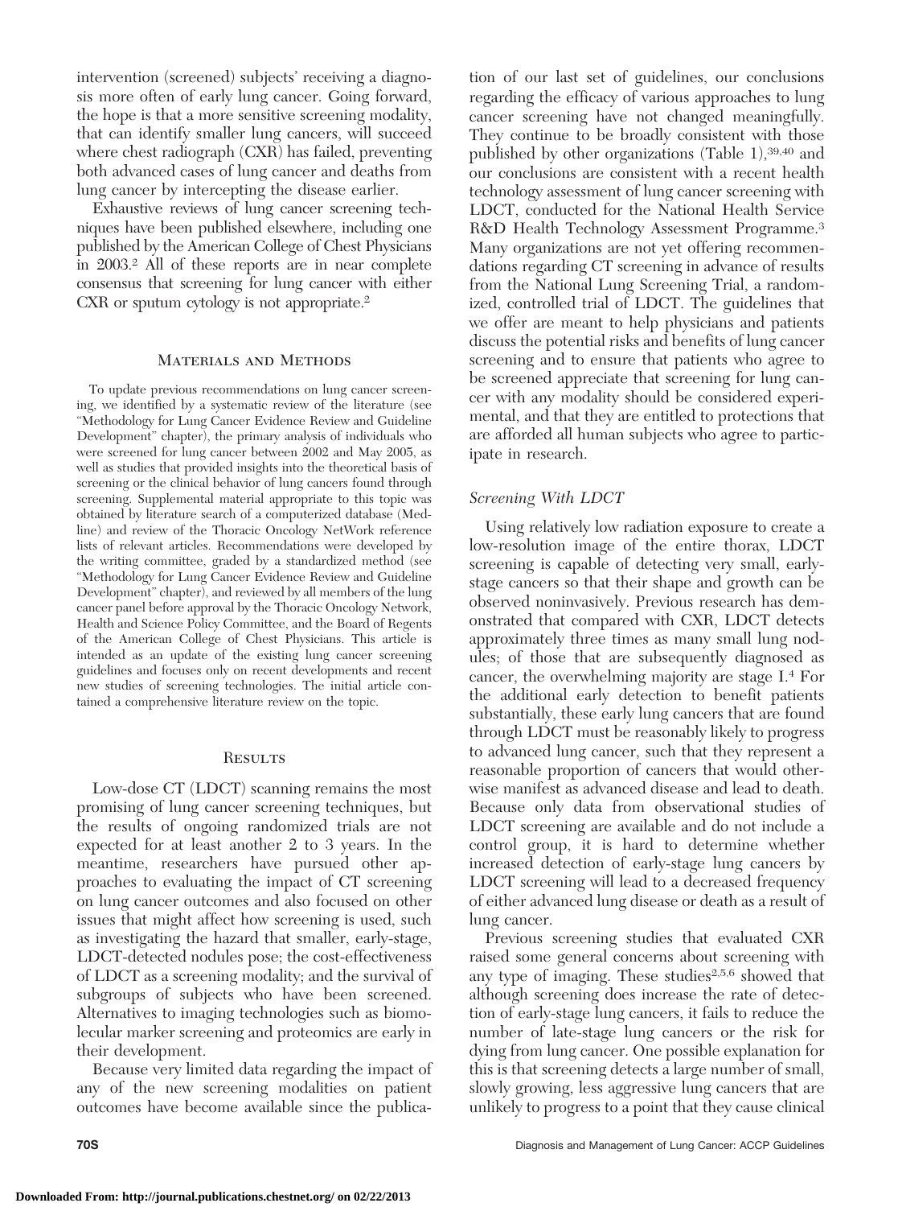intervention (screened) subjects' receiving a diagnosis more often of early lung cancer. Going forward, the hope is that a more sensitive screening modality, that can identify smaller lung cancers, will succeed where chest radiograph (CXR) has failed, preventing both advanced cases of lung cancer and deaths from lung cancer by intercepting the disease earlier.

Exhaustive reviews of lung cancer screening techniques have been published elsewhere, including one published by the American College of Chest Physicians in 2003.[2] All of these reports are in near complete consensus that screening for lung cancer with either CXR or sputum cytology is not appropriate.[2]

## Materials and Methods

To update previous recommendations on lung cancer screening, we identified by a systematic review of the literature (see "Methodology for Lung Cancer Evidence Review and Guideline Development" chapter), the primary analysis of individuals who were screened for lung cancer between 2002 and May 2005, as well as studies that provided insights into the theoretical basis of screening or the clinical behavior of lung cancers found through screening. Supplemental material appropriate to this topic was obtained by literature search of a computerized database (Medline) and review of the Thoracic Oncology NetWork reference lists of relevant articles. Recommendations were developed by the writing committee, graded by a standardized method (see "Methodology for Lung Cancer Evidence Review and Guideline Development" chapter), and reviewed by all members of the lung cancer panel before approval by the Thoracic Oncology Network, Health and Science Policy Committee, and the Board of Regents of the American College of Chest Physicians. This article is intended as an update of the existing lung cancer screening guidelines and focuses only on recent developments and recent new studies of screening technologies. The initial article contained a comprehensive literature review on the topic.

## Results

Low-dose CT (LDCT) scanning remains the most promising of lung cancer screening techniques, but the results of ongoing randomized trials are not expected for at least another 2 to 3 years. In the meantime, researchers have pursued other approaches to evaluating the impact of CT screening on lung cancer outcomes and also focused on other issues that might affect how screening is used, such as investigating the hazard that smaller, early-stage, LDCT-detected nodules pose; the cost-effectiveness of LDCT as a screening modality; and the survival of subgroups of subjects who have been screened. Alternatives to imaging technologies such as biomolecular marker screening and proteomics are early in their development.

Because very limited data regarding the impact of any of the new screening modalities on patient outcomes have become available since the publication of our last set of guidelines, our conclusions regarding the efficacy of various approaches to lung cancer screening have not changed meaningfully. They continue to be broadly consistent with those published by other organizations (Table 1),[39,40] and our conclusions are consistent with a recent health technology assessment of lung cancer screening with LDCT, conducted for the National Health Service R&D Health Technology Assessment Programme.[3] Many organizations are not yet offering recommendations regarding CT screening in advance of results from the National Lung Screening Trial, a randomized, controlled trial of LDCT. The guidelines that we offer are meant to help physicians and patients discuss the potential risks and benefits of lung cancer screening and to ensure that patients who agree to be screened appreciate that screening for lung cancer with any modality should be considered experimental, and that they are entitled to protections that are afforded all human subjects who agree to participate in research.

### *Screening With LDCT*

Using relatively low radiation exposure to create a low-resolution image of the entire thorax, LDCT screening is capable of detecting very small, early-stage cancers so that their shape and growth can be observed noninvasively. Previous research has demonstrated that compared with CXR, LDCT detects approximately three times as many small lung nodules; of those that are subsequently diagnosed as cancer, the overwhelming majority are stage I.[4] For the additional early detection to benefit patients substantially, these early lung cancers that are found through LDCT must be reasonably likely to progress to advanced lung cancer, such that they represent a reasonable proportion of cancers that would otherwise manifest as advanced disease and lead to death. Because only data from observational studies of LDCT screening are available and do not include a control group, it is hard to determine whether increased detection of early-stage lung cancers by LDCT screening will lead to a decreased frequency of either advanced lung disease or death as a result of lung cancer.

Previous screening studies that evaluated CXR raised some general concerns about screening with any type of imaging. These studies[2,5,6] showed that although screening does increase the rate of detection of early-stage lung cancers, it fails to reduce the number of late-stage lung cancers or the risk for dying from lung cancer. One possible explanation for this is that screening detects a large number of small, slowly growing, less aggressive lung cancers that are unlikely to progress to a point that they cause clinical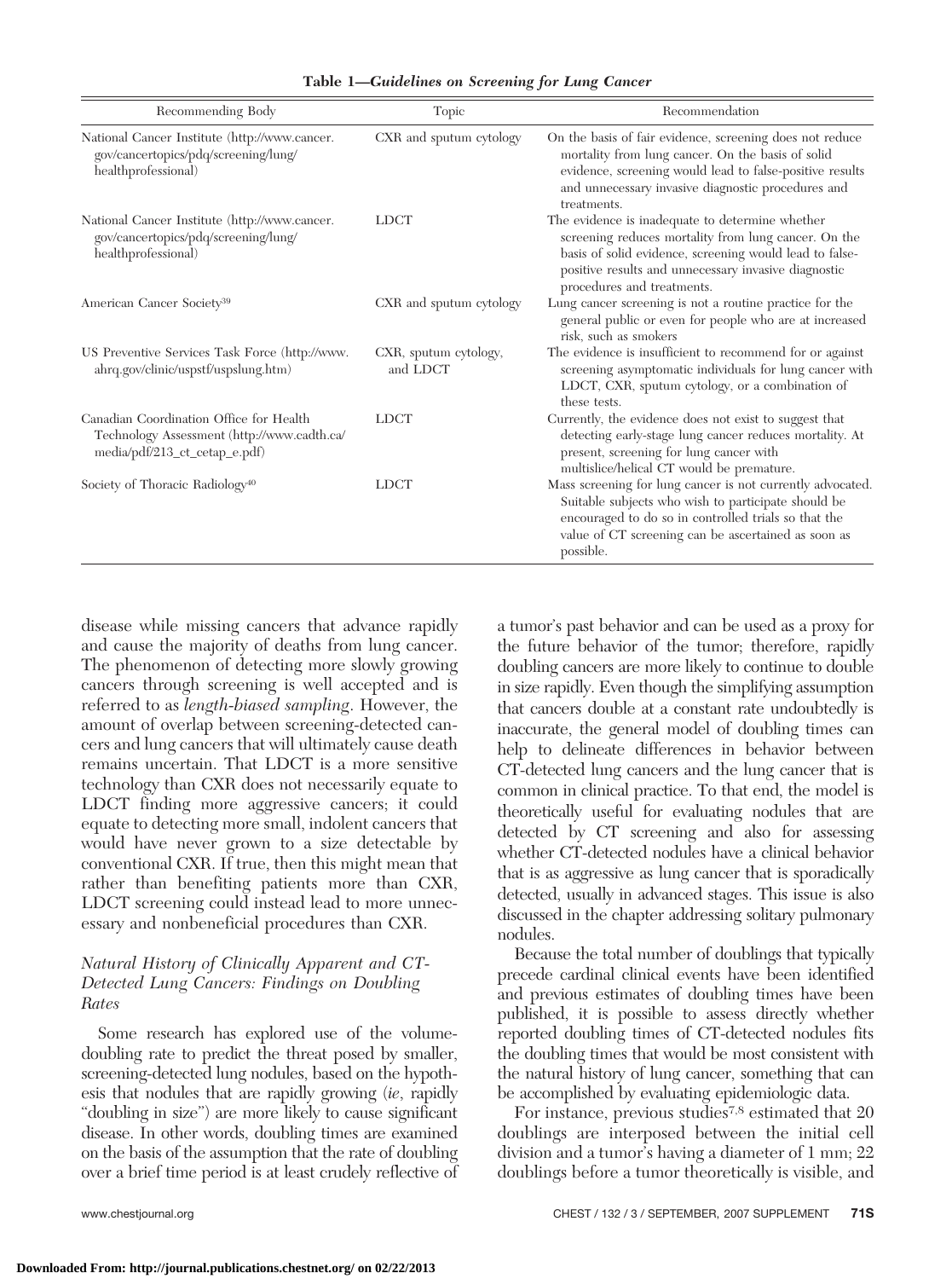**Table 1—*Guidelines on Screening for Lung Cancer***

| Recommending Body | Topic | Recommendation |
|---|---|---|
| National Cancer Institute (http://www.cancer.gov/cancertopics/pdq/screening/lung/healthprofessional) | CXR and sputum cytology | On the basis of fair evidence, screening does not reduce mortality from lung cancer. On the basis of solid evidence, screening would lead to false-positive results and unnecessary invasive diagnostic procedures and treatments. |
| National Cancer Institute (http://www.cancer.gov/cancertopics/pdq/screening/lung/healthprofessional) | LDCT | The evidence is inadequate to determine whether screening reduces mortality from lung cancer. On the basis of solid evidence, screening would lead to false-positive results and unnecessary invasive diagnostic procedures and treatments. |
| American Cancer Society[39] | CXR and sputum cytology | Lung cancer screening is not a routine practice for the general public or even for people who are at increased risk, such as smokers |
| US Preventive Services Task Force (http://www.ahrq.gov/clinic/uspstf/uspslung.htm) | CXR, sputum cytology, and LDCT | The evidence is insufficient to recommend for or against screening asymptomatic individuals for lung cancer with LDCT, CXR, sputum cytology, or a combination of these tests. |
| Canadian Coordination Office for Health Technology Assessment (http://www.cadth.ca/media/pdf/213_ct_cetap_e.pdf) | LDCT | Currently, the evidence does not exist to suggest that detecting early-stage lung cancer reduces mortality. At present, screening for lung cancer with multislice/helical CT would be premature. |
| Society of Thoracic Radiology[40] | LDCT | Mass screening for lung cancer is not currently advocated. Suitable subjects who wish to participate should be encouraged to do so in controlled trials so that the value of CT screening can be ascertained as soon as possible. |

disease while missing cancers that advance rapidly and cause the majority of deaths from lung cancer. The phenomenon of detecting more slowly growing cancers through screening is well accepted and is referred to as *length-biased sampling*. However, the amount of overlap between screening-detected cancers and lung cancers that will ultimately cause death remains uncertain. That LDCT is a more sensitive technology than CXR does not necessarily equate to LDCT finding more aggressive cancers; it could equate to detecting more small, indolent cancers that would have never grown to a size detectable by conventional CXR. If true, then this might mean that rather than benefiting patients more than CXR, LDCT screening could instead lead to more unnecessary and nonbeneficial procedures than CXR.

### *Natural History of Clinically Apparent and CT-Detected Lung Cancers: Findings on Doubling Rates*

Some research has explored use of the volume-doubling rate to predict the threat posed by smaller, screening-detected lung nodules, based on the hypothesis that nodules that are rapidly growing (*ie*, rapidly "doubling in size") are more likely to cause significant disease. In other words, doubling times are examined on the basis of the assumption that the rate of doubling over a brief time period is at least crudely reflective of a tumor's past behavior and can be used as a proxy for the future behavior of the tumor; therefore, rapidly doubling cancers are more likely to continue to double in size rapidly. Even though the simplifying assumption that cancers double at a constant rate undoubtedly is inaccurate, the general model of doubling times can help to delineate differences in behavior between CT-detected lung cancers and the lung cancer that is common in clinical practice. To that end, the model is theoretically useful for evaluating nodules that are detected by CT screening and also for assessing whether CT-detected nodules have a clinical behavior that is as aggressive as lung cancer that is sporadically detected, usually in advanced stages. This issue is also discussed in the chapter addressing solitary pulmonary nodules.

Because the total number of doublings that typically precede cardinal clinical events have been identified and previous estimates of doubling times have been published, it is possible to assess directly whether reported doubling times of CT-detected nodules fits the doubling times that would be most consistent with the natural history of lung cancer, something that can be accomplished by evaluating epidemiologic data.

For instance, previous studies[7,8] estimated that 20 doublings are interposed between the initial cell division and a tumor's having a diameter of 1 mm; 22 doublings before a tumor theoretically is visible, and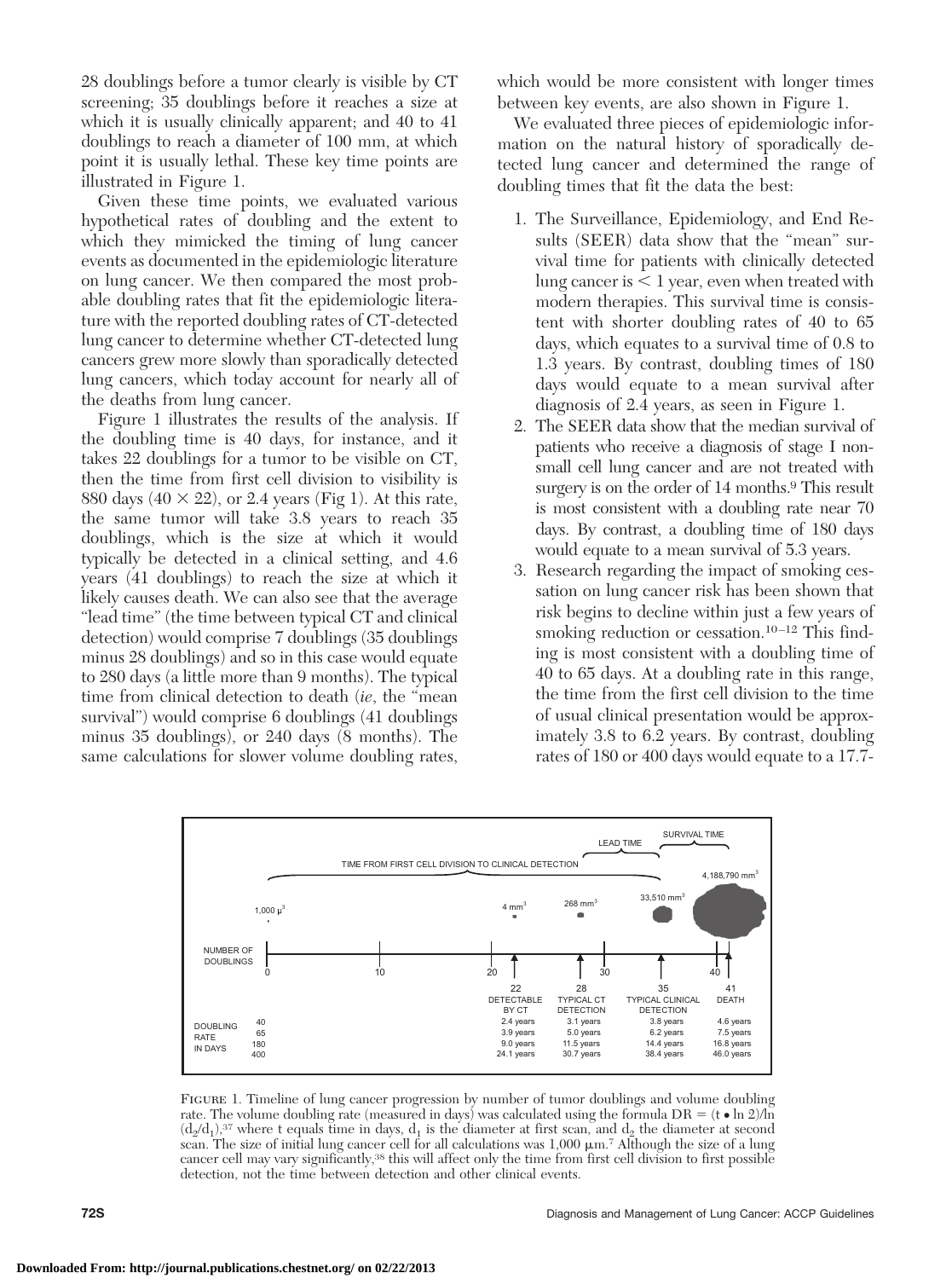28 doublings before a tumor clearly is visible by CT screening; 35 doublings before it reaches a size at which it is usually clinically apparent; and 40 to 41 doublings to reach a diameter of 100 mm, at which point it is usually lethal. These key time points are illustrated in Figure 1.

Given these time points, we evaluated various hypothetical rates of doubling and the extent to which they mimicked the timing of lung cancer events as documented in the epidemiologic literature on lung cancer. We then compared the most probable doubling rates that fit the epidemiologic literature with the reported doubling rates of CT-detected lung cancer to determine whether CT-detected lung cancers grew more slowly than sporadically detected lung cancers, which today account for nearly all of the deaths from lung cancer.

Figure 1 illustrates the results of the analysis. If the doubling time is 40 days, for instance, and it takes 22 doublings for a tumor to be visible on CT, then the time from first cell division to visibility is 880 days ($40 \times 22$), or 2.4 years (Fig 1). At this rate, the same tumor will take 3.8 years to reach 35 doublings, which is the size at which it would typically be detected in a clinical setting, and 4.6 years (41 doublings) to reach the size at which it likely causes death. We can also see that the average "lead time" (the time between typical CT and clinical detection) would comprise 7 doublings (35 doublings minus 28 doublings) and so in this case would equate to 280 days (a little more than 9 months). The typical time from clinical detection to death (*ie*, the "mean survival") would comprise 6 doublings (41 doublings minus 35 doublings), or 240 days (8 months). The same calculations for slower volume doubling rates, which would be more consistent with longer times between key events, are also shown in Figure 1.

We evaluated three pieces of epidemiologic information on the natural history of sporadically detected lung cancer and determined the range of doubling times that fit the data the best:

1. The Surveillance, Epidemiology, and End Results (SEER) data show that the "mean" survival time for patients with clinically detected lung cancer is < 1 year, even when treated with modern therapies. This survival time is consistent with shorter doubling rates of 40 to 65 days, which equates to a survival time of 0.8 to 1.3 years. By contrast, doubling times of 180 days would equate to a mean survival after diagnosis of 2.4 years, as seen in Figure 1.
2. The SEER data show that the median survival of patients who receive a diagnosis of stage I non-small cell lung cancer and are not treated with surgery is on the order of 14 months.[9] This result is most consistent with a doubling rate near 70 days. By contrast, a doubling time of 180 days would equate to a mean survival of 5.3 years.
3. Research regarding the impact of smoking cessation on lung cancer risk has been shown that risk begins to decline within just a few years of smoking reduction or cessation.[10–12] This finding is most consistent with a doubling time of 40 to 65 days. At a doubling rate in this range, the time from the first cell division to the time of usual clinical presentation would be approximately 3.8 to 6.2 years. By contrast, doubling rates of 180 or 400 days would equate to a 17.7-

| DOUBLING RATE IN DAYS | 22 DETECTABLE BY CT | 28 TYPICAL CT DETECTION | 35 TYPICAL CLINICAL DETECTION | 41 DEATH |
|---|---|---|---|---|
| 40 | 2.4 years | 3.1 years | 3.8 years | 4.6 years |
| 65 | 3.9 years | 5.0 years | 6.2 years | 7.5 years |
| 180 | 9.0 years | 11.5 years | 14.4 years | 16.8 years |
| 400 | 24.1 years | 30.7 years | 38.4 years | 46.0 years |

FIGURE 1. Timeline of lung cancer progression by number of tumor doublings and volume doubling rate. The volume doubling rate (measured in days) was calculated using the formula $DR = (t \bullet \ln 2)/\ln(d_2/d_1)$,[37] where t equals time in days, $d_1$ is the diameter at first scan, and $d_2$ the diameter at second scan. The size of initial lung cancer cell for all calculations was 1,000 μm.[7] Although the size of a lung cancer cell may vary significantly,[38] this will affect only the time from first cell division to first possible detection, not the time between detection and other clinical events.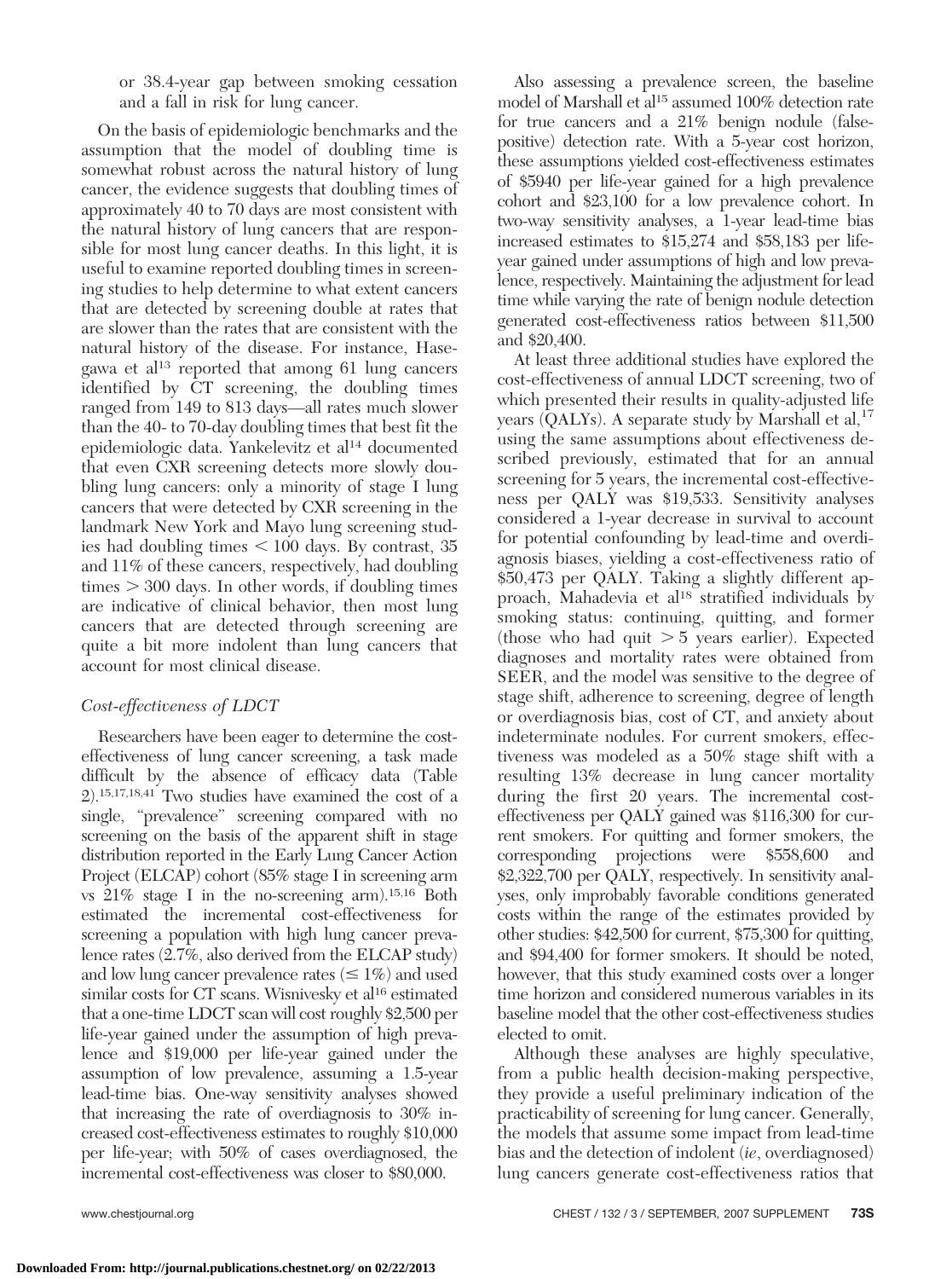or 38.4-year gap between smoking cessation and a fall in risk for lung cancer.

On the basis of epidemiologic benchmarks and the assumption that the model of doubling time is somewhat robust across the natural history of lung cancer, the evidence suggests that doubling times of approximately 40 to 70 days are most consistent with the natural history of lung cancers that are responsible for most lung cancer deaths. In this light, it is useful to examine reported doubling times in screening studies to help determine to what extent cancers that are detected by screening double at rates that are slower than the rates that are consistent with the natural history of the disease. For instance, Hasegawa et al[13] reported that among 61 lung cancers identified by CT screening, the doubling times ranged from 149 to 813 days—all rates much slower than the 40- to 70-day doubling times that best fit the epidemiologic data. Yankelevitz et al[14] documented that even CXR screening detects more slowly doubling lung cancers: only a minority of stage I lung cancers that were detected by CXR screening in the landmark New York and Mayo lung screening studies had doubling times < 100 days. By contrast, 35 and 11% of these cancers, respectively, had doubling times > 300 days. In other words, if doubling times are indicative of clinical behavior, then most lung cancers that are detected through screening are quite a bit more indolent than lung cancers that account for most clinical disease.

### *Cost-effectiveness of LDCT*

Researchers have been eager to determine the cost-effectiveness of lung cancer screening, a task made difficult by the absence of efficacy data (Table 2).[15,17,18,41] Two studies have examined the cost of a single, "prevalence" screening compared with no screening on the basis of the apparent shift in stage distribution reported in the Early Lung Cancer Action Project (ELCAP) cohort (85% stage I in screening arm vs 21% stage I in the no-screening arm).[15,16] Both estimated the incremental cost-effectiveness for screening a population with high lung cancer prevalence rates (2.7%, also derived from the ELCAP study) and low lung cancer prevalence rates (≤ 1%) and used similar costs for CT scans. Wisnivesky et al[16] estimated that a one-time LDCT scan will cost roughly $2,500 per life-year gained under the assumption of high prevalence and $19,000 per life-year gained under the assumption of low prevalence, assuming a 1.5-year lead-time bias. One-way sensitivity analyses showed that increasing the rate of overdiagnosis to 30% increased cost-effectiveness estimates to roughly $10,000 per life-year; with 50% of cases overdiagnosed, the incremental cost-effectiveness was closer to $80,000.

Also assessing a prevalence screen, the baseline model of Marshall et al[15] assumed 100% detection rate for true cancers and a 21% benign nodule (false-positive) detection rate. With a 5-year cost horizon, these assumptions yielded cost-effectiveness estimates of $5940 per life-year gained for a high prevalence cohort and $23,100 for a low prevalence cohort. In two-way sensitivity analyses, a 1-year lead-time bias increased estimates to $15,274 and $58,183 per life-year gained under assumptions of high and low prevalence, respectively. Maintaining the adjustment for lead time while varying the rate of benign nodule detection generated cost-effectiveness ratios between $11,500 and $20,400.

At least three additional studies have explored the cost-effectiveness of annual LDCT screening, two of which presented their results in quality-adjusted life years (QALYs). A separate study by Marshall et al,[17] using the same assumptions about effectiveness described previously, estimated that for an annual screening for 5 years, the incremental cost-effectiveness per QALY was $19,533. Sensitivity analyses considered a 1-year decrease in survival to account for potential confounding by lead-time and overdiagnosis biases, yielding a cost-effectiveness ratio of $50,473 per QALY. Taking a slightly different approach, Mahadevia et al[18] stratified individuals by smoking status: continuing, quitting, and former (those who had quit > 5 years earlier). Expected diagnoses and mortality rates were obtained from SEER, and the model was sensitive to the degree of stage shift, adherence to screening, degree of length or overdiagnosis bias, cost of CT, and anxiety about indeterminate nodules. For current smokers, effectiveness was modeled as a 50% stage shift with a resulting 13% decrease in lung cancer mortality during the first 20 years. The incremental cost-effectiveness per QALY gained was $116,300 for current smokers. For quitting and former smokers, the corresponding projections were $558,600 and $2,322,700 per QALY, respectively. In sensitivity analyses, only improbably favorable conditions generated costs within the range of the estimates provided by other studies: $42,500 for current, $75,300 for quitting, and $94,400 for former smokers. It should be noted, however, that this study examined costs over a longer time horizon and considered numerous variables in its baseline model that the other cost-effectiveness studies elected to omit.

Although these analyses are highly speculative, from a public health decision-making perspective, they provide a useful preliminary indication of the practicability of screening for lung cancer. Generally, the models that assume some impact from lead-time bias and the detection of indolent (*ie*, overdiagnosed) lung cancers generate cost-effectiveness ratios that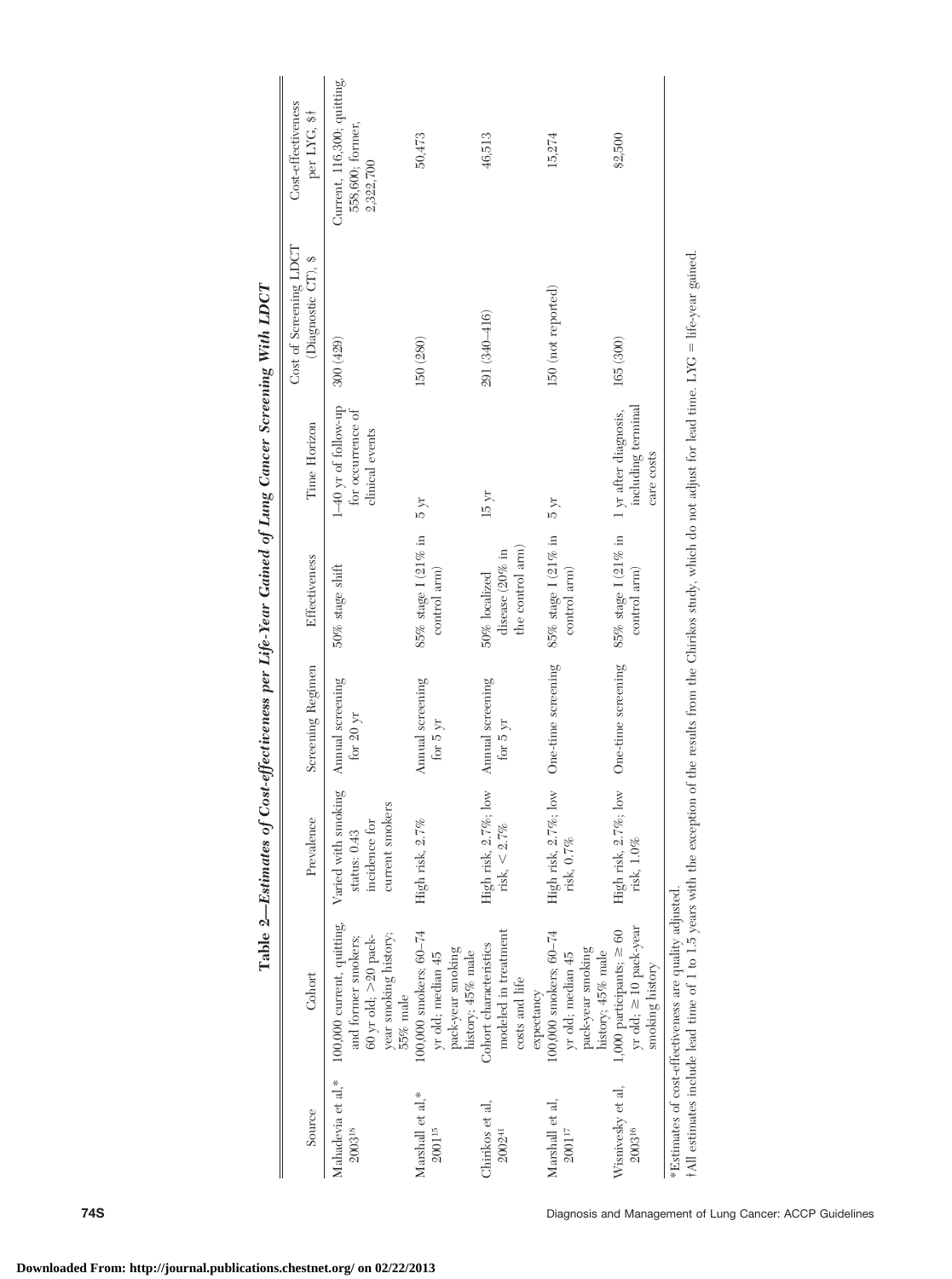**Table 2—Estimates of Cost-effectiveness per Life-Year Gained of Lung Cancer Screening With LDCT**

| Source | Cohort | Prevalence | Screening Regimen | Effectiveness | Time Horizon | Cost of Screening LDCT (Diagnostic CT), $ | Cost-effectiveness per LYG, $† |
|---|---|---|---|---|---|---|---|
| Mahadevia et al,* 2003[18] | 100,000 current, quitting, and former smokers; 60 yr old; >20 pack-year smoking history; 55% male | Varied with smoking status: 0.43 incidence for current smokers | Annual screening for 20 yr | 50% stage shift | 1–40 yr of follow-up for occurrence of clinical events | 300 (429) | Current, 116,300; quitting, 558,600; former, 2,322,700 |
| Marshall et al,* 2001[15] | 100,000 smokers; 60–74 yr old; median 45 pack-year smoking history; 45% male | High risk, 2.7% | Annual screening for 5 yr | 85% stage I (21% in control arm) | 5 yr | 150 (280) | 50,473 |
| Chirikos et al, 2002[41] | Cohort characteristics modeled in treatment costs and life expectancy | High risk, 2.7%; low risk, < 2.7% | Annual screening for 5 yr | 50% localized disease (20% in the control arm) | 15 yr | 291 (340–416) | 46,513 |
| Marshall et al, 2001[17] | 100,000 smokers; 60–74 yr old; median 45 pack-year smoking history; 45% male | High risk, 2.7%; low risk, 0.7% | One-time screening | 85% stage I (21% in control arm) | 5 yr | 150 (not reported) | 15,274 |
| Wisnivesky et al, 2003[16] | 1,000 participants; ≥ 60 yr old; ≥ 10 pack-year smoking history | High risk, 2.7%; low risk, 1.0% | One-time screening | 85% stage I (21% in control arm) | 1 yr after diagnosis, including terminal care costs | 165 (300) | $2,500 |

*Estimates of cost-effectiveness are quality adjusted.

†All estimates include lead time of 1 to 1.5 years with the exception of the results from the Chirikos study, which do not adjust for lead time. LYG = life-year gained.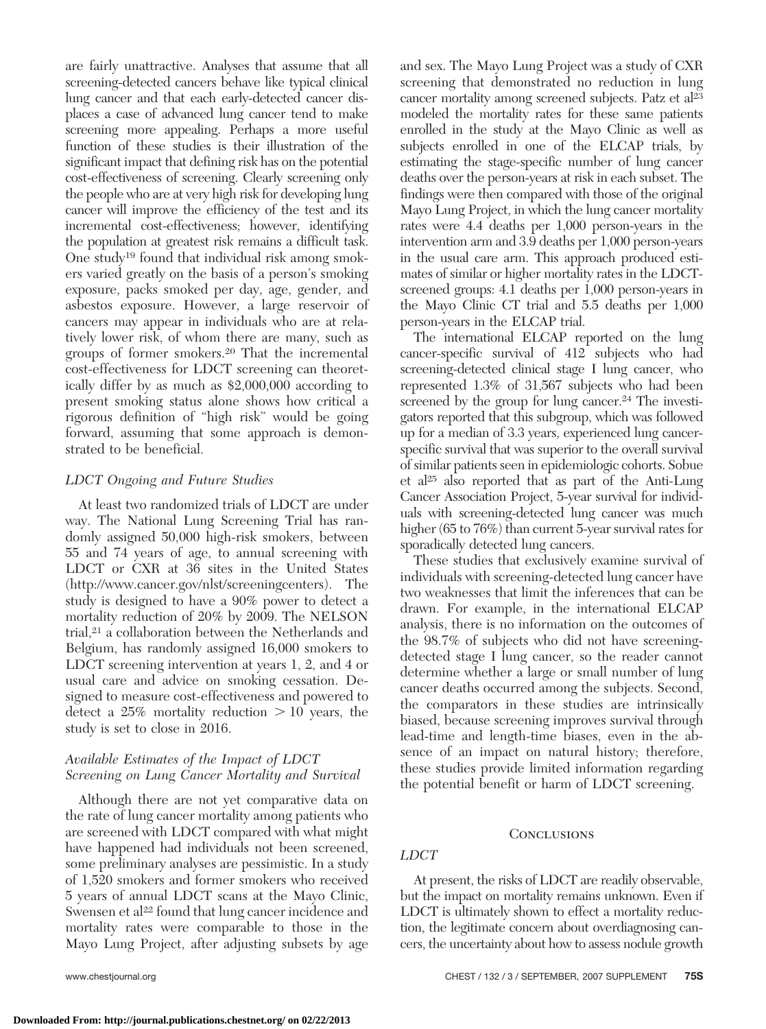are fairly unattractive. Analyses that assume that all screening-detected cancers behave like typical clinical lung cancer and that each early-detected cancer displaces a case of advanced lung cancer tend to make screening more appealing. Perhaps a more useful function of these studies is their illustration of the significant impact that defining risk has on the potential cost-effectiveness of screening. Clearly screening only the people who are at very high risk for developing lung cancer will improve the efficiency of the test and its incremental cost-effectiveness; however, identifying the population at greatest risk remains a difficult task. One study[19] found that individual risk among smokers varied greatly on the basis of a person's smoking exposure, packs smoked per day, age, gender, and asbestos exposure. However, a large reservoir of cancers may appear in individuals who are at relatively lower risk, of whom there are many, such as groups of former smokers.[20] That the incremental cost-effectiveness for LDCT screening can theoretically differ by as much as $2,000,000 according to present smoking status alone shows how critical a rigorous definition of "high risk" would be going forward, assuming that some approach is demonstrated to be beneficial.

### *LDCT Ongoing and Future Studies*

At least two randomized trials of LDCT are under way. The National Lung Screening Trial has randomly assigned 50,000 high-risk smokers, between 55 and 74 years of age, to annual screening with LDCT or CXR at 36 sites in the United States (http://www.cancer.gov/nlst/screeningcenters). The study is designed to have a 90% power to detect a mortality reduction of 20% by 2009. The NELSON trial,[21] a collaboration between the Netherlands and Belgium, has randomly assigned 16,000 smokers to LDCT screening intervention at years 1, 2, and 4 or usual care and advice on smoking cessation. Designed to measure cost-effectiveness and powered to detect a 25% mortality reduction > 10 years, the study is set to close in 2016.

### *Available Estimates of the Impact of LDCT Screening on Lung Cancer Mortality and Survival*

Although there are not yet comparative data on the rate of lung cancer mortality among patients who are screened with LDCT compared with what might have happened had individuals not been screened, some preliminary analyses are pessimistic. In a study of 1,520 smokers and former smokers who received 5 years of annual LDCT scans at the Mayo Clinic, Swensen et al[22] found that lung cancer incidence and mortality rates were comparable to those in the Mayo Lung Project, after adjusting subsets by age and sex. The Mayo Lung Project was a study of CXR screening that demonstrated no reduction in lung cancer mortality among screened subjects. Patz et al[23] modeled the mortality rates for these same patients enrolled in the study at the Mayo Clinic as well as subjects enrolled in one of the ELCAP trials, by estimating the stage-specific number of lung cancer deaths over the person-years at risk in each subset. The findings were then compared with those of the original Mayo Lung Project, in which the lung cancer mortality rates were 4.4 deaths per 1,000 person-years in the intervention arm and 3.9 deaths per 1,000 person-years in the usual care arm. This approach produced estimates of similar or higher mortality rates in the LDCT-screened groups: 4.1 deaths per 1,000 person-years in the Mayo Clinic CT trial and 5.5 deaths per 1,000 person-years in the ELCAP trial.

The international ELCAP reported on the lung cancer-specific survival of 412 subjects who had screening-detected clinical stage I lung cancer, who represented 1.3% of 31,567 subjects who had been screened by the group for lung cancer.[24] The investigators reported that this subgroup, which was followed up for a median of 3.3 years, experienced lung cancer-specific survival that was superior to the overall survival of similar patients seen in epidemiologic cohorts. Sobue et al[25] also reported that as part of the Anti-Lung Cancer Association Project, 5-year survival for individuals with screening-detected lung cancer was much higher (65 to 76%) than current 5-year survival rates for sporadically detected lung cancers.

These studies that exclusively examine survival of individuals with screening-detected lung cancer have two weaknesses that limit the inferences that can be drawn. For example, in the international ELCAP analysis, there is no information on the outcomes of the 98.7% of subjects who did not have screening-detected stage I lung cancer, so the reader cannot determine whether a large or small number of lung cancer deaths occurred among the subjects. Second, the comparators in these studies are intrinsically biased, because screening improves survival through lead-time and length-time biases, even in the absence of an impact on natural history; therefore, these studies provide limited information regarding the potential benefit or harm of LDCT screening.

## Conclusions

### *LDCT*

At present, the risks of LDCT are readily observable, but the impact on mortality remains unknown. Even if LDCT is ultimately shown to effect a mortality reduction, the legitimate concern about overdiagnosing cancers, the uncertainty about how to assess nodule growth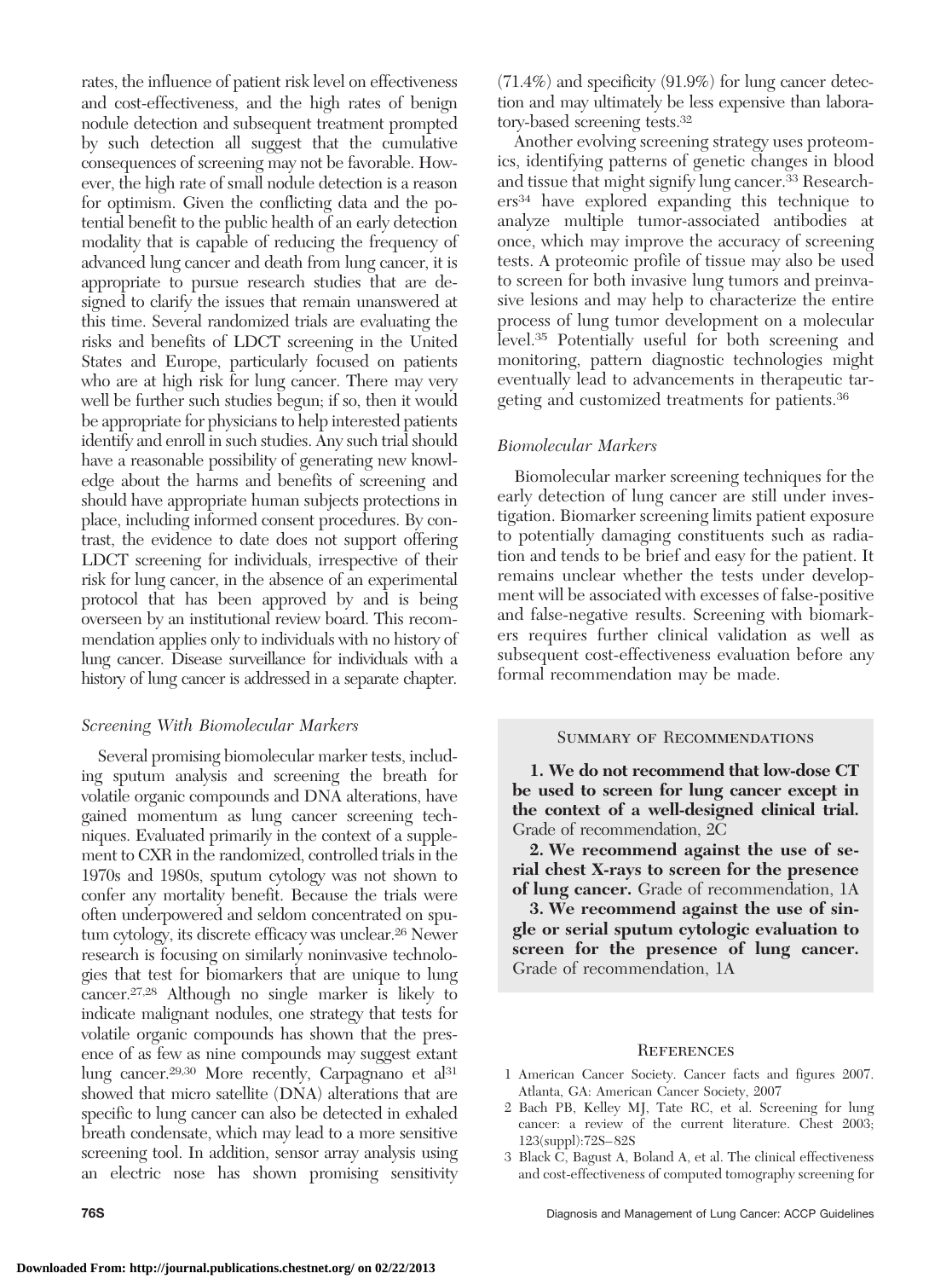rates, the influence of patient risk level on effectiveness and cost-effectiveness, and the high rates of benign nodule detection and subsequent treatment prompted by such detection all suggest that the cumulative consequences of screening may not be favorable. However, the high rate of small nodule detection is a reason for optimism. Given the conflicting data and the potential benefit to the public health of an early detection modality that is capable of reducing the frequency of advanced lung cancer and death from lung cancer, it is appropriate to pursue research studies that are designed to clarify the issues that remain unanswered at this time. Several randomized trials are evaluating the risks and benefits of LDCT screening in the United States and Europe, particularly focused on patients who are at high risk for lung cancer. There may very well be further such studies begun; if so, then it would be appropriate for physicians to help interested patients identify and enroll in such studies. Any such trial should have a reasonable possibility of generating new knowledge about the harms and benefits of screening and should have appropriate human subjects protections in place, including informed consent procedures. By contrast, the evidence to date does not support offering LDCT screening for individuals, irrespective of their risk for lung cancer, in the absence of an experimental protocol that has been approved by and is being overseen by an institutional review board. This recommendation applies only to individuals with no history of lung cancer. Disease surveillance for individuals with a history of lung cancer is addressed in a separate chapter.

### *Screening With Biomolecular Markers*

Several promising biomolecular marker tests, including sputum analysis and screening the breath for volatile organic compounds and DNA alterations, have gained momentum as lung cancer screening techniques. Evaluated primarily in the context of a supplement to CXR in the randomized, controlled trials in the 1970s and 1980s, sputum cytology was not shown to confer any mortality benefit. Because the trials were often underpowered and seldom concentrated on sputum cytology, its discrete efficacy was unclear.[26] Newer research is focusing on similarly noninvasive technologies that test for biomarkers that are unique to lung cancer.[27,28] Although no single marker is likely to indicate malignant nodules, one strategy that tests for volatile organic compounds has shown that the presence of as few as nine compounds may suggest extant lung cancer.[29,30] More recently, Carpagnano et al[31] showed that micro satellite (DNA) alterations that are specific to lung cancer can also be detected in exhaled breath condensate, which may lead to a more sensitive screening tool. In addition, sensor array analysis using an electric nose has shown promising sensitivity (71.4%) and specificity (91.9%) for lung cancer detection and may ultimately be less expensive than laboratory-based screening tests.[32]

Another evolving screening strategy uses proteomics, identifying patterns of genetic changes in blood and tissue that might signify lung cancer.[33] Researchers[34] have explored expanding this technique to analyze multiple tumor-associated antibodies at once, which may improve the accuracy of screening tests. A proteomic profile of tissue may also be used to screen for both invasive lung tumors and preinvasive lesions and may help to characterize the entire process of lung tumor development on a molecular level.[35] Potentially useful for both screening and monitoring, pattern diagnostic technologies might eventually lead to advancements in therapeutic targeting and customized treatments for patients.[36]

### *Biomolecular Markers*

Biomolecular marker screening techniques for the early detection of lung cancer are still under investigation. Biomarker screening limits patient exposure to potentially damaging constituents such as radiation and tends to be brief and easy for the patient. It remains unclear whether the tests under development will be associated with excesses of false-positive and false-negative results. Screening with biomarkers requires further clinical validation as well as subsequent cost-effectiveness evaluation before any formal recommendation may be made.

## Summary of Recommendations

**1. We do not recommend that low-dose CT be used to screen for lung cancer except in the context of a well-designed clinical trial.** Grade of recommendation, 2C

**2. We recommend against the use of serial chest X-rays to screen for the presence of lung cancer.** Grade of recommendation, 1A

**3. We recommend against the use of single or serial sputum cytologic evaluation to screen for the presence of lung cancer.** Grade of recommendation, 1A

## References

1 American Cancer Society. Cancer facts and figures 2007. Atlanta, GA: American Cancer Society, 2007

2 Bach PB, Kelley MJ, Tate RC, et al. Screening for lung cancer: a review of the current literature. Chest 2003; 123(suppl):72S–82S

3 Black C, Bagust A, Boland A, et al. The clinical effectiveness and cost-effectiveness of computed tomography screening for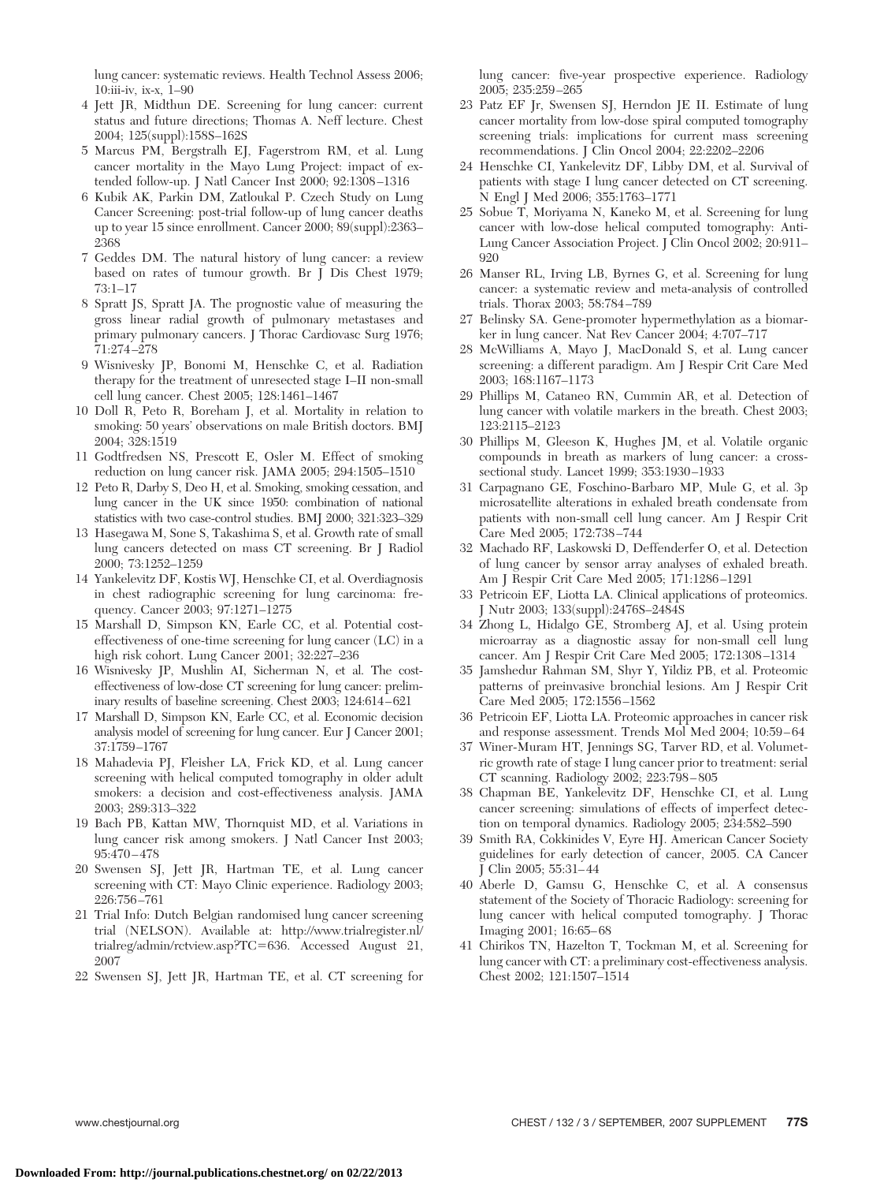lung cancer: systematic reviews. Health Technol Assess 2006; 10:iii-iv, ix-x, 1–90

4 Jett JR, Midthun DE. Screening for lung cancer: current status and future directions; Thomas A. Neff lecture. Chest 2004; 125(suppl):158S–162S

5 Marcus PM, Bergstralh EJ, Fagerstrom RM, et al. Lung cancer mortality in the Mayo Lung Project: impact of extended follow-up. J Natl Cancer Inst 2000; 92:1308–1316

6 Kubik AK, Parkin DM, Zatloukal P. Czech Study on Lung Cancer Screening: post-trial follow-up of lung cancer deaths up to year 15 since enrollment. Cancer 2000; 89(suppl):2363–2368

7 Geddes DM. The natural history of lung cancer: a review based on rates of tumour growth. Br J Dis Chest 1979; 73:1–17

8 Spratt JS, Spratt JA. The prognostic value of measuring the gross linear radial growth of pulmonary metastases and primary pulmonary cancers. J Thorac Cardiovasc Surg 1976; 71:274–278

9 Wisnivesky JP, Bonomi M, Henschke C, et al. Radiation therapy for the treatment of unresected stage I–II non-small cell lung cancer. Chest 2005; 128:1461–1467

10 Doll R, Peto R, Boreham J, et al. Mortality in relation to smoking: 50 years' observations on male British doctors. BMJ 2004; 328:1519

11 Godtfredsen NS, Prescott E, Osler M. Effect of smoking reduction on lung cancer risk. JAMA 2005; 294:1505–1510

12 Peto R, Darby S, Deo H, et al. Smoking, smoking cessation, and lung cancer in the UK since 1950: combination of national statistics with two case-control studies. BMJ 2000; 321:323–329

13 Hasegawa M, Sone S, Takashima S, et al. Growth rate of small lung cancers detected on mass CT screening. Br J Radiol 2000; 73:1252–1259

14 Yankelevitz DF, Kostis WJ, Henschke CI, et al. Overdiagnosis in chest radiographic screening for lung carcinoma: frequency. Cancer 2003; 97:1271–1275

15 Marshall D, Simpson KN, Earle CC, et al. Potential cost-effectiveness of one-time screening for lung cancer (LC) in a high risk cohort. Lung Cancer 2001; 32:227–236

16 Wisnivesky JP, Mushlin AI, Sicherman N, et al. The cost-effectiveness of low-dose CT screening for lung cancer: preliminary results of baseline screening. Chest 2003; 124:614–621

17 Marshall D, Simpson KN, Earle CC, et al. Economic decision analysis model of screening for lung cancer. Eur J Cancer 2001; 37:1759–1767

18 Mahadevia PJ, Fleisher LA, Frick KD, et al. Lung cancer screening with helical computed tomography in older adult smokers: a decision and cost-effectiveness analysis. JAMA 2003; 289:313–322

19 Bach PB, Kattan MW, Thornquist MD, et al. Variations in lung cancer risk among smokers. J Natl Cancer Inst 2003; 95:470–478

20 Swensen SJ, Jett JR, Hartman TE, et al. Lung cancer screening with CT: Mayo Clinic experience. Radiology 2003; 226:756–761

21 Trial Info: Dutch Belgian randomised lung cancer screening trial (NELSON). Available at: http://www.trialregister.nl/trialreg/admin/rctview.asp?TC=636. Accessed August 21, 2007

22 Swensen SJ, Jett JR, Hartman TE, et al. CT screening for lung cancer: five-year prospective experience. Radiology 2005; 235:259–265

23 Patz EF Jr, Swensen SJ, Herndon JE II. Estimate of lung cancer mortality from low-dose spiral computed tomography screening trials: implications for current mass screening recommendations. J Clin Oncol 2004; 22:2202–2206

24 Henschke CI, Yankelevitz DF, Libby DM, et al. Survival of patients with stage I lung cancer detected on CT screening. N Engl J Med 2006; 355:1763–1771

25 Sobue T, Moriyama N, Kaneko M, et al. Screening for lung cancer with low-dose helical computed tomography: Anti-Lung Cancer Association Project. J Clin Oncol 2002; 20:911–920

26 Manser RL, Irving LB, Byrnes G, et al. Screening for lung cancer: a systematic review and meta-analysis of controlled trials. Thorax 2003; 58:784–789

27 Belinsky SA. Gene-promoter hypermethylation as a biomarker in lung cancer. Nat Rev Cancer 2004; 4:707–717

28 McWilliams A, Mayo J, MacDonald S, et al. Lung cancer screening: a different paradigm. Am J Respir Crit Care Med 2003; 168:1167–1173

29 Phillips M, Cataneo RN, Cummin AR, et al. Detection of lung cancer with volatile markers in the breath. Chest 2003; 123:2115–2123

30 Phillips M, Gleeson K, Hughes JM, et al. Volatile organic compounds in breath as markers of lung cancer: a cross-sectional study. Lancet 1999; 353:1930–1933

31 Carpagnano GE, Foschino-Barbaro MP, Mule G, et al. 3p microsatellite alterations in exhaled breath condensate from patients with non-small cell lung cancer. Am J Respir Crit Care Med 2005; 172:738–744

32 Machado RF, Laskowski D, Deffenderfer O, et al. Detection of lung cancer by sensor array analyses of exhaled breath. Am J Respir Crit Care Med 2005; 171:1286–1291

33 Petricoin EF, Liotta LA. Clinical applications of proteomics. J Nutr 2003; 133(suppl):2476S–2484S

34 Zhong L, Hidalgo GE, Stromberg AJ, et al. Using protein microarray as a diagnostic assay for non-small cell lung cancer. Am J Respir Crit Care Med 2005; 172:1308–1314

35 Jamshedur Rahman SM, Shyr Y, Yildiz PB, et al. Proteomic patterns of preinvasive bronchial lesions. Am J Respir Crit Care Med 2005; 172:1556–1562

36 Petricoin EF, Liotta LA. Proteomic approaches in cancer risk and response assessment. Trends Mol Med 2004; 10:59–64

37 Winer-Muram HT, Jennings SG, Tarver RD, et al. Volumetric growth rate of stage I lung cancer prior to treatment: serial CT scanning. Radiology 2002; 223:798–805

38 Chapman BE, Yankelevitz DF, Henschke CI, et al. Lung cancer screening: simulations of effects of imperfect detection on temporal dynamics. Radiology 2005; 234:582–590

39 Smith RA, Cokkinides V, Eyre HJ. American Cancer Society guidelines for early detection of cancer, 2005. CA Cancer J Clin 2005; 55:31–44

40 Aberle D, Gamsu G, Henschke C, et al. A consensus statement of the Society of Thoracic Radiology: screening for lung cancer with helical computed tomography. J Thorac Imaging 2001; 16:65–68

41 Chirikos TN, Hazelton T, Tockman M, et al. Screening for lung cancer with CT: a preliminary cost-effectiveness analysis. Chest 2002; 121:1507–1514